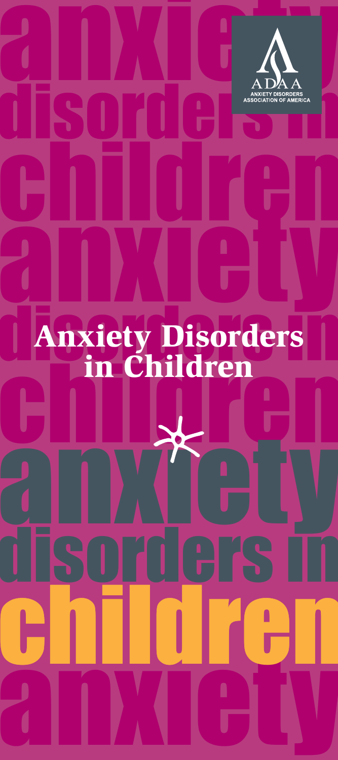ADAA
ANXIETY DISORDERS ASSOCIATION OF AMERICA

# Anxiety Disorders in Children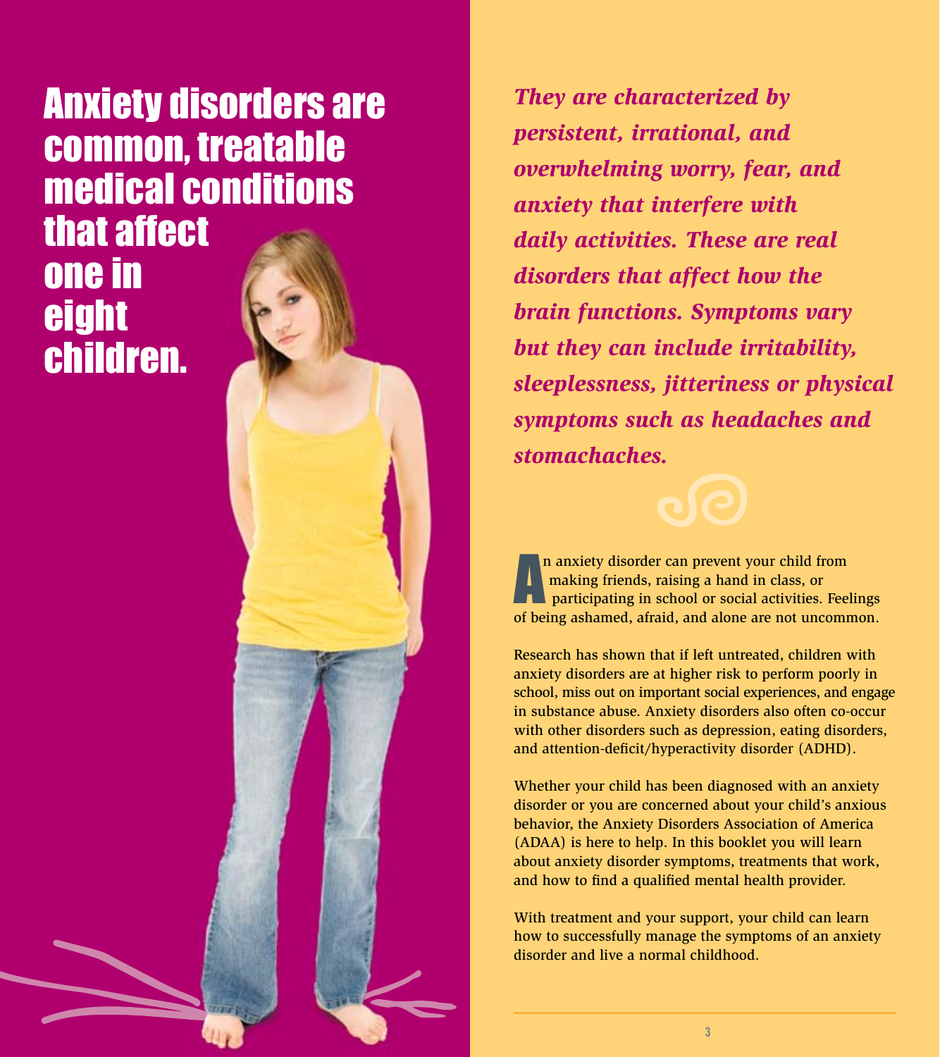# Anxiety disorders are common, treatable medical conditions that affect one in eight children.

***They are characterized by persistent, irrational, and overwhelming worry, fear, and anxiety that interfere with daily activities. These are real disorders that affect how the brain functions. Symptoms vary but they can include irritability, sleeplessness, jitteriness or physical symptoms such as headaches and stomachaches.***

An anxiety disorder can prevent your child from making friends, raising a hand in class, or participating in school or social activities. Feelings of being ashamed, afraid, and alone are not uncommon.

Research has shown that if left untreated, children with anxiety disorders are at higher risk to perform poorly in school, miss out on important social experiences, and engage in substance abuse. Anxiety disorders also often co-occur with other disorders such as depression, eating disorders, and attention-deficit/hyperactivity disorder (ADHD).

Whether your child has been diagnosed with an anxiety disorder or you are concerned about your child's anxious behavior, the Anxiety Disorders Association of America (ADAA) is here to help. In this booklet you will learn about anxiety disorder symptoms, treatments that work, and how to find a qualified mental health provider.

With treatment and your support, your child can learn how to successfully manage the symptoms of an anxiety disorder and live a normal childhood.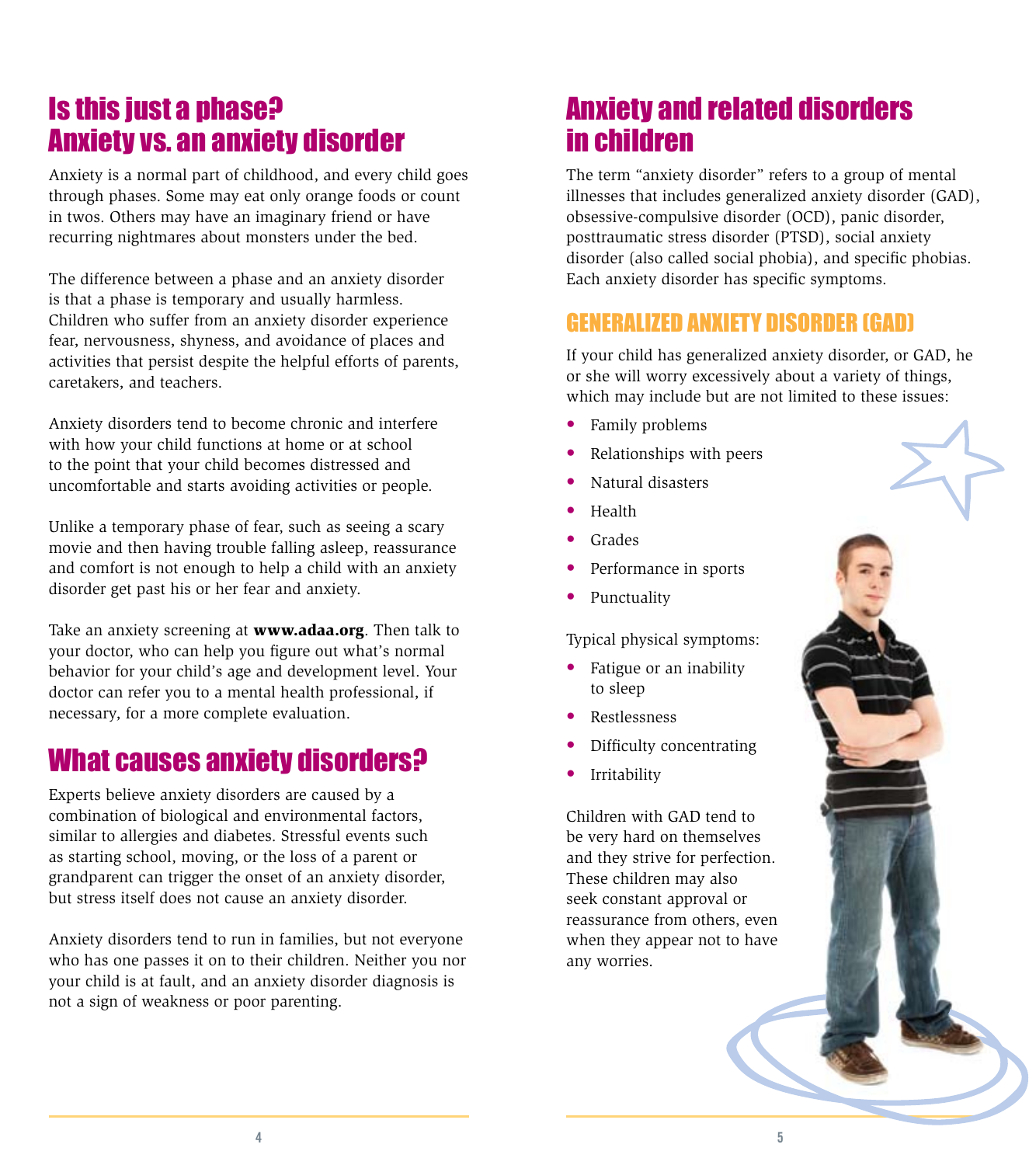# Is this just a phase? Anxiety vs. an anxiety disorder

Anxiety is a normal part of childhood, and every child goes through phases. Some may eat only orange foods or count in twos. Others may have an imaginary friend or have recurring nightmares about monsters under the bed.

The difference between a phase and an anxiety disorder is that a phase is temporary and usually harmless. Children who suffer from an anxiety disorder experience fear, nervousness, shyness, and avoidance of places and activities that persist despite the helpful efforts of parents, caretakers, and teachers.

Anxiety disorders tend to become chronic and interfere with how your child functions at home or at school to the point that your child becomes distressed and uncomfortable and starts avoiding activities or people.

Unlike a temporary phase of fear, such as seeing a scary movie and then having trouble falling asleep, reassurance and comfort is not enough to help a child with an anxiety disorder get past his or her fear and anxiety.

Take an anxiety screening at **www.adaa.org**. Then talk to your doctor, who can help you figure out what's normal behavior for your child's age and development level. Your doctor can refer you to a mental health professional, if necessary, for a more complete evaluation.

# What causes anxiety disorders?

Experts believe anxiety disorders are caused by a combination of biological and environmental factors, similar to allergies and diabetes. Stressful events such as starting school, moving, or the loss of a parent or grandparent can trigger the onset of an anxiety disorder, but stress itself does not cause an anxiety disorder.

Anxiety disorders tend to run in families, but not everyone who has one passes it on to their children. Neither you nor your child is at fault, and an anxiety disorder diagnosis is not a sign of weakness or poor parenting.

# Anxiety and related disorders in children

The term "anxiety disorder" refers to a group of mental illnesses that includes generalized anxiety disorder (GAD), obsessive-compulsive disorder (OCD), panic disorder, posttraumatic stress disorder (PTSD), social anxiety disorder (also called social phobia), and specific phobias. Each anxiety disorder has specific symptoms.

## GENERALIZED ANXIETY DISORDER (GAD)

If your child has generalized anxiety disorder, or GAD, he or she will worry excessively about a variety of things, which may include but are not limited to these issues:

- Family problems
- Relationships with peers
- Natural disasters
- Health
- Grades
- Performance in sports
- Punctuality

Typical physical symptoms:

- Fatigue or an inability to sleep
- Restlessness
- Difficulty concentrating
- Irritability

Children with GAD tend to be very hard on themselves and they strive for perfection. These children may also seek constant approval or reassurance from others, even when they appear not to have any worries.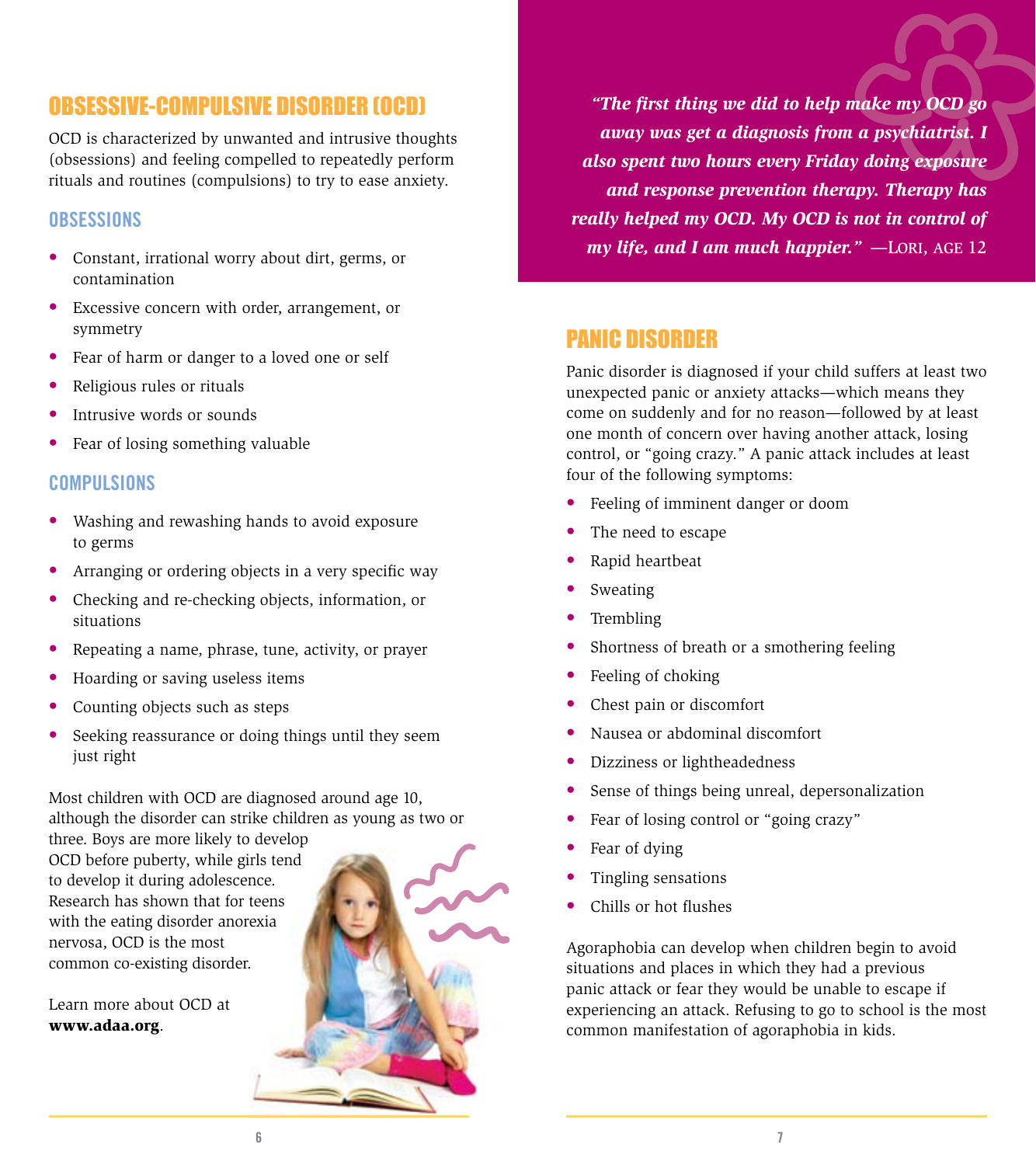## OBSESSIVE-COMPULSIVE DISORDER (OCD)

OCD is characterized by unwanted and intrusive thoughts (obsessions) and feeling compelled to repeatedly perform rituals and routines (compulsions) to try to ease anxiety.

### OBSESSIONS

- Constant, irrational worry about dirt, germs, or contamination
- Excessive concern with order, arrangement, or symmetry
- Fear of harm or danger to a loved one or self
- Religious rules or rituals
- Intrusive words or sounds
- Fear of losing something valuable

### COMPULSIONS

- Washing and rewashing hands to avoid exposure to germs
- Arranging or ordering objects in a very specific way
- Checking and re-checking objects, information, or situations
- Repeating a name, phrase, tune, activity, or prayer
- Hoarding or saving useless items
- Counting objects such as steps
- Seeking reassurance or doing things until they seem just right

Most children with OCD are diagnosed around age 10, although the disorder can strike children as young as two or three. Boys are more likely to develop OCD before puberty, while girls tend to develop it during adolescence. Research has shown that for teens with the eating disorder anorexia nervosa, OCD is the most common co-existing disorder.

Learn more about OCD at **www.adaa.org**.

***"The first thing we did to help make my OCD go away was get a diagnosis from a psychiatrist. I also spent two hours every Friday doing exposure and response prevention therapy. Therapy has really helped my OCD. My OCD is not in control of my life, and I am much happier."*** —LORI, AGE 12

## PANIC DISORDER

Panic disorder is diagnosed if your child suffers at least two unexpected panic or anxiety attacks—which means they come on suddenly and for no reason—followed by at least one month of concern over having another attack, losing control, or "going crazy." A panic attack includes at least four of the following symptoms:

- Feeling of imminent danger or doom
- The need to escape
- Rapid heartbeat
- Sweating
- Trembling
- Shortness of breath or a smothering feeling
- Feeling of choking
- Chest pain or discomfort
- Nausea or abdominal discomfort
- Dizziness or lightheadedness
- Sense of things being unreal, depersonalization
- Fear of losing control or "going crazy"
- Fear of dying
- Tingling sensations
- Chills or hot flushes

Agoraphobia can develop when children begin to avoid situations and places in which they had a previous panic attack or fear they would be unable to escape if experiencing an attack. Refusing to go to school is the most common manifestation of agoraphobia in kids.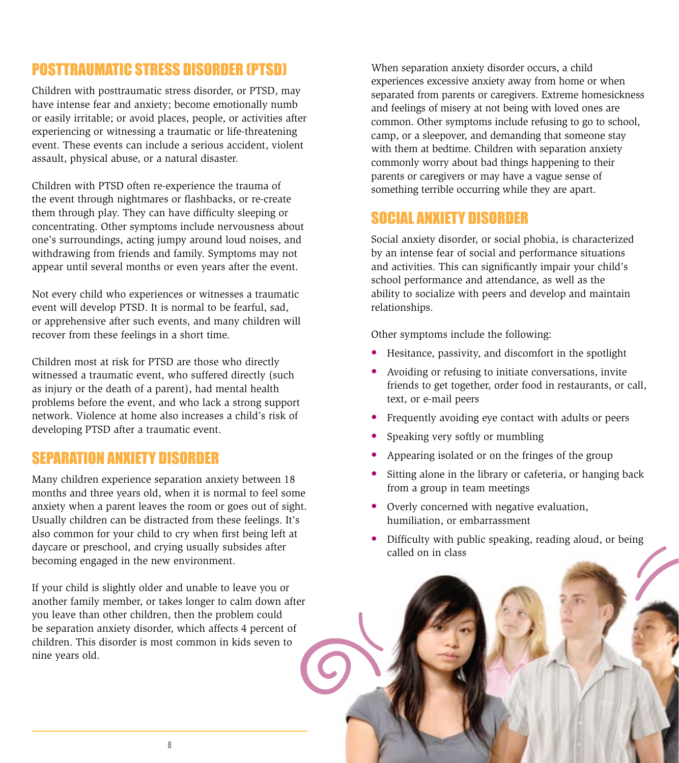## POSTTRAUMATIC STRESS DISORDER (PTSD)

Children with posttraumatic stress disorder, or PTSD, may have intense fear and anxiety; become emotionally numb or easily irritable; or avoid places, people, or activities after experiencing or witnessing a traumatic or life-threatening event. These events can include a serious accident, violent assault, physical abuse, or a natural disaster.

Children with PTSD often re-experience the trauma of the event through nightmares or flashbacks, or re-create them through play. They can have difficulty sleeping or concentrating. Other symptoms include nervousness about one's surroundings, acting jumpy around loud noises, and withdrawing from friends and family. Symptoms may not appear until several months or even years after the event.

Not every child who experiences or witnesses a traumatic event will develop PTSD. It is normal to be fearful, sad, or apprehensive after such events, and many children will recover from these feelings in a short time.

Children most at risk for PTSD are those who directly witnessed a traumatic event, who suffered directly (such as injury or the death of a parent), had mental health problems before the event, and who lack a strong support network. Violence at home also increases a child's risk of developing PTSD after a traumatic event.

## SEPARATION ANXIETY DISORDER

Many children experience separation anxiety between 18 months and three years old, when it is normal to feel some anxiety when a parent leaves the room or goes out of sight. Usually children can be distracted from these feelings. It's also common for your child to cry when first being left at daycare or preschool, and crying usually subsides after becoming engaged in the new environment.

If your child is slightly older and unable to leave you or another family member, or takes longer to calm down after you leave than other children, then the problem could be separation anxiety disorder, which affects 4 percent of children. This disorder is most common in kids seven to nine years old.

When separation anxiety disorder occurs, a child experiences excessive anxiety away from home or when separated from parents or caregivers. Extreme homesickness and feelings of misery at not being with loved ones are common. Other symptoms include refusing to go to school, camp, or a sleepover, and demanding that someone stay with them at bedtime. Children with separation anxiety commonly worry about bad things happening to their parents or caregivers or may have a vague sense of something terrible occurring while they are apart.

## SOCIAL ANXIETY DISORDER

Social anxiety disorder, or social phobia, is characterized by an intense fear of social and performance situations and activities. This can significantly impair your child's school performance and attendance, as well as the ability to socialize with peers and develop and maintain relationships.

Other symptoms include the following:

- Hesitance, passivity, and discomfort in the spotlight
- Avoiding or refusing to initiate conversations, invite friends to get together, order food in restaurants, or call, text, or e-mail peers
- Frequently avoiding eye contact with adults or peers
- Speaking very softly or mumbling
- Appearing isolated or on the fringes of the group
- Sitting alone in the library or cafeteria, or hanging back from a group in team meetings
- Overly concerned with negative evaluation, humiliation, or embarrassment
- Difficulty with public speaking, reading aloud, or being called on in class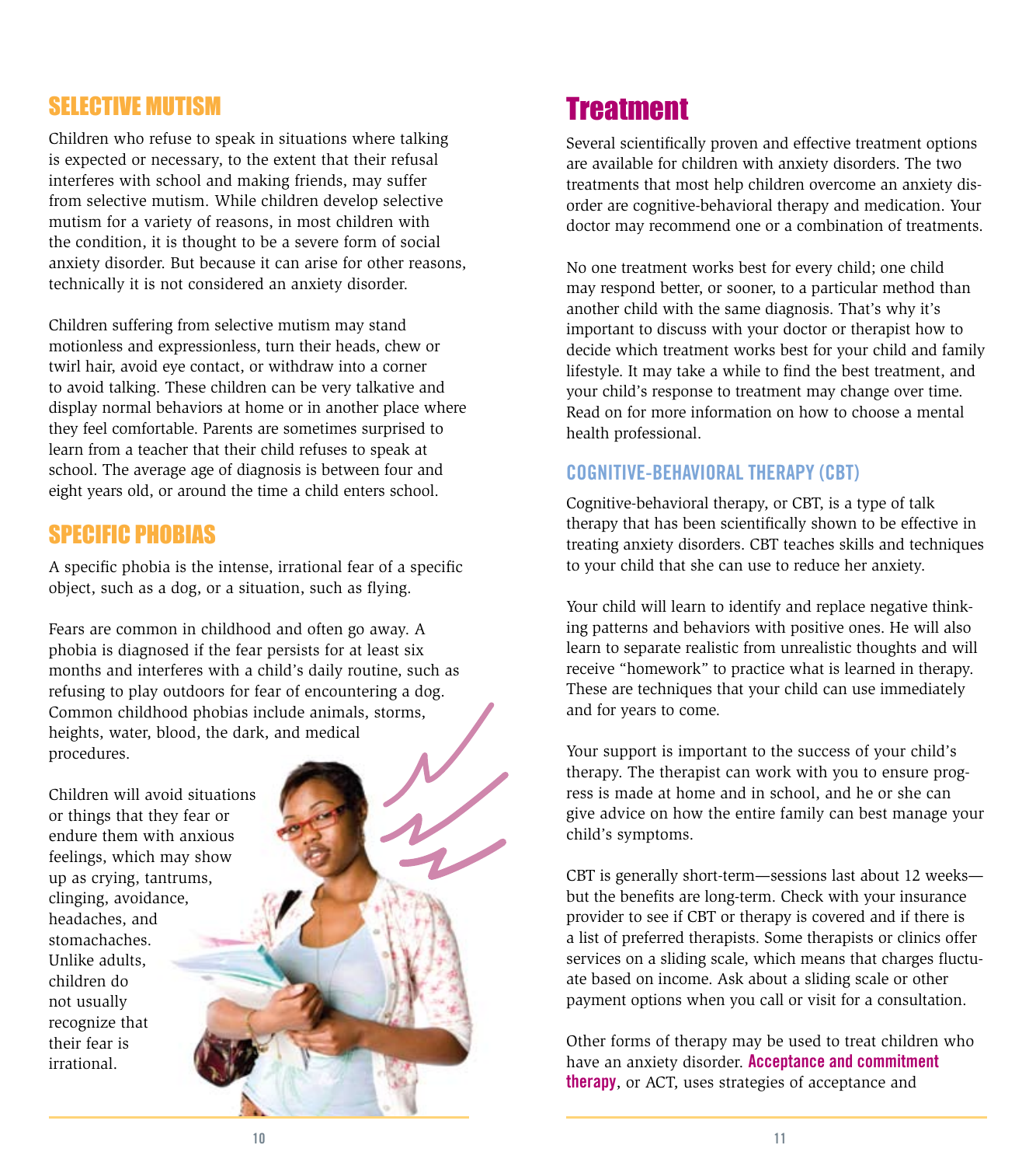## SELECTIVE MUTISM

Children who refuse to speak in situations where talking is expected or necessary, to the extent that their refusal interferes with school and making friends, may suffer from selective mutism. While children develop selective mutism for a variety of reasons, in most children with the condition, it is thought to be a severe form of social anxiety disorder. But because it can arise for other reasons, technically it is not considered an anxiety disorder.

Children suffering from selective mutism may stand motionless and expressionless, turn their heads, chew or twirl hair, avoid eye contact, or withdraw into a corner to avoid talking. These children can be very talkative and display normal behaviors at home or in another place where they feel comfortable. Parents are sometimes surprised to learn from a teacher that their child refuses to speak at school. The average age of diagnosis is between four and eight years old, or around the time a child enters school.

## SPECIFIC PHOBIAS

A specific phobia is the intense, irrational fear of a specific object, such as a dog, or a situation, such as flying.

Fears are common in childhood and often go away. A phobia is diagnosed if the fear persists for at least six months and interferes with a child's daily routine, such as refusing to play outdoors for fear of encountering a dog. Common childhood phobias include animals, storms, heights, water, blood, the dark, and medical procedures.

Children will avoid situations or things that they fear or endure them with anxious feelings, which may show up as crying, tantrums, clinging, avoidance, headaches, and stomachaches. Unlike adults, children do not usually recognize that their fear is irrational.

# Treatment

Several scientifically proven and effective treatment options are available for children with anxiety disorders. The two treatments that most help children overcome an anxiety disorder are cognitive-behavioral therapy and medication. Your doctor may recommend one or a combination of treatments.

No one treatment works best for every child; one child may respond better, or sooner, to a particular method than another child with the same diagnosis. That's why it's important to discuss with your doctor or therapist how to decide which treatment works best for your child and family lifestyle. It may take a while to find the best treatment, and your child's response to treatment may change over time. Read on for more information on how to choose a mental health professional.

### COGNITIVE-BEHAVIORAL THERAPY (CBT)

Cognitive-behavioral therapy, or CBT, is a type of talk therapy that has been scientifically shown to be effective in treating anxiety disorders. CBT teaches skills and techniques to your child that she can use to reduce her anxiety.

Your child will learn to identify and replace negative thinking patterns and behaviors with positive ones. He will also learn to separate realistic from unrealistic thoughts and will receive "homework" to practice what is learned in therapy. These are techniques that your child can use immediately and for years to come.

Your support is important to the success of your child's therapy. The therapist can work with you to ensure progress is made at home and in school, and he or she can give advice on how the entire family can best manage your child's symptoms.

CBT is generally short-term—sessions last about 12 weeks—but the benefits are long-term. Check with your insurance provider to see if CBT or therapy is covered and if there is a list of preferred therapists. Some therapists or clinics offer services on a sliding scale, which means that charges fluctuate based on income. Ask about a sliding scale or other payment options when you call or visit for a consultation.

Other forms of therapy may be used to treat children who have an anxiety disorder. **Acceptance and commitment therapy**, or ACT, uses strategies of acceptance and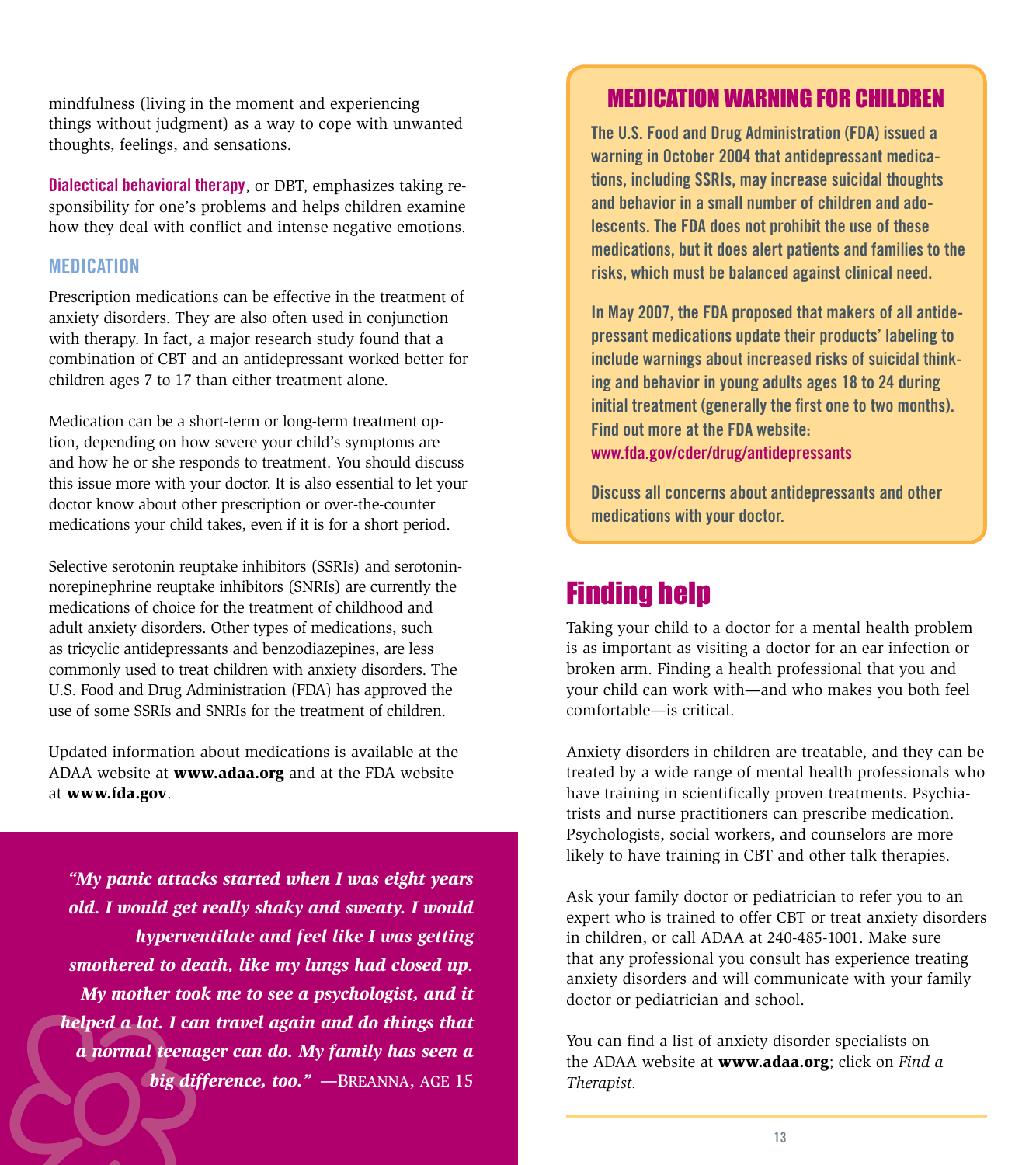mindfulness (living in the moment and experiencing things without judgment) as a way to cope with unwanted thoughts, feelings, and sensations.

**Dialectical behavioral therapy**, or DBT, emphasizes taking responsibility for one's problems and helps children examine how they deal with conflict and intense negative emotions.

### MEDICATION

Prescription medications can be effective in the treatment of anxiety disorders. They are also often used in conjunction with therapy. In fact, a major research study found that a combination of CBT and an antidepressant worked better for children ages 7 to 17 than either treatment alone.

Medication can be a short-term or long-term treatment option, depending on how severe your child's symptoms are and how he or she responds to treatment. You should discuss this issue more with your doctor. It is also essential to let your doctor know about other prescription or over-the-counter medications your child takes, even if it is for a short period.

Selective serotonin reuptake inhibitors (SSRIs) and serotonin-norepinephrine reuptake inhibitors (SNRIs) are currently the medications of choice for the treatment of childhood and adult anxiety disorders. Other types of medications, such as tricyclic antidepressants and benzodiazepines, are less commonly used to treat children with anxiety disorders. The U.S. Food and Drug Administration (FDA) has approved the use of some SSRIs and SNRIs for the treatment of children.

Updated information about medications is available at the ADAA website at **www.adaa.org** and at the FDA website at **www.fda.gov**.

*"My panic attacks started when I was eight years old. I would get really shaky and sweaty. I would hyperventilate and feel like I was getting smothered to death, like my lungs had closed up. My mother took me to see a psychologist, and it helped a lot. I can travel again and do things that a normal teenager can do. My family has seen a big difference, too."* —BREANNA, AGE 15

### MEDICATION WARNING FOR CHILDREN

**The U.S. Food and Drug Administration (FDA) issued a warning in October 2004 that antidepressant medications, including SSRIs, may increase suicidal thoughts and behavior in a small number of children and adolescents. The FDA does not prohibit the use of these medications, but it does alert patients and families to the risks, which must be balanced against clinical need.**

**In May 2007, the FDA proposed that makers of all antidepressant medications update their products' labeling to include warnings about increased risks of suicidal thinking and behavior in young adults ages 18 to 24 during initial treatment (generally the first one to two months). Find out more at the FDA website: www.fda.gov/cder/drug/antidepressants**

**Discuss all concerns about antidepressants and other medications with your doctor.**

## Finding help

Taking your child to a doctor for a mental health problem is as important as visiting a doctor for an ear infection or broken arm. Finding a health professional that you and your child can work with—and who makes you both feel comfortable—is critical.

Anxiety disorders in children are treatable, and they can be treated by a wide range of mental health professionals who have training in scientifically proven treatments. Psychiatrists and nurse practitioners can prescribe medication. Psychologists, social workers, and counselors are more likely to have training in CBT and other talk therapies.

Ask your family doctor or pediatrician to refer you to an expert who is trained to offer CBT or treat anxiety disorders in children, or call ADAA at 240-485-1001. Make sure that any professional you consult has experience treating anxiety disorders and will communicate with your family doctor or pediatrician and school.

You can find a list of anxiety disorder specialists on the ADAA website at **www.adaa.org**; click on *Find a Therapist.*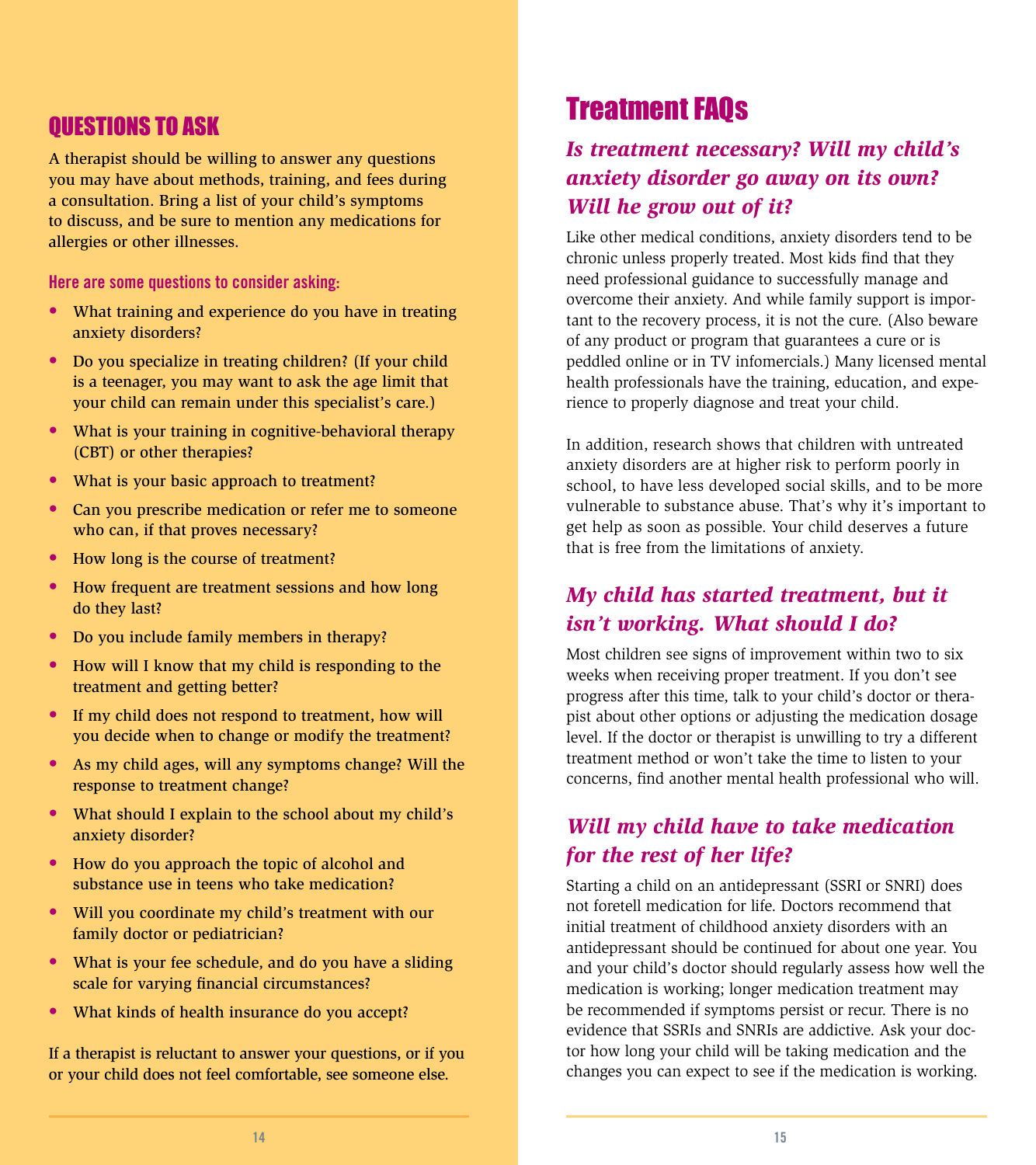## QUESTIONS TO ASK

A therapist should be willing to answer any questions you may have about methods, training, and fees during a consultation. Bring a list of your child's symptoms to discuss, and be sure to mention any medications for allergies or other illnesses.

### Here are some questions to consider asking:

- What training and experience do you have in treating anxiety disorders?
- Do you specialize in treating children? (If your child is a teenager, you may want to ask the age limit that your child can remain under this specialist's care.)
- What is your training in cognitive-behavioral therapy (CBT) or other therapies?
- What is your basic approach to treatment?
- Can you prescribe medication or refer me to someone who can, if that proves necessary?
- How long is the course of treatment?
- How frequent are treatment sessions and how long do they last?
- Do you include family members in therapy?
- How will I know that my child is responding to the treatment and getting better?
- If my child does not respond to treatment, how will you decide when to change or modify the treatment?
- As my child ages, will any symptoms change? Will the response to treatment change?
- What should I explain to the school about my child's anxiety disorder?
- How do you approach the topic of alcohol and substance use in teens who take medication?
- Will you coordinate my child's treatment with our family doctor or pediatrician?
- What is your fee schedule, and do you have a sliding scale for varying financial circumstances?
- What kinds of health insurance do you accept?

If a therapist is reluctant to answer your questions, or if you or your child does not feel comfortable, see someone else.

# Treatment FAQs

### *Is treatment necessary? Will my child's anxiety disorder go away on its own? Will he grow out of it?*

Like other medical conditions, anxiety disorders tend to be chronic unless properly treated. Most kids find that they need professional guidance to successfully manage and overcome their anxiety. And while family support is important to the recovery process, it is not the cure. (Also beware of any product or program that guarantees a cure or is peddled online or in TV infomercials.) Many licensed mental health professionals have the training, education, and experience to properly diagnose and treat your child.

In addition, research shows that children with untreated anxiety disorders are at higher risk to perform poorly in school, to have less developed social skills, and to be more vulnerable to substance abuse. That's why it's important to get help as soon as possible. Your child deserves a future that is free from the limitations of anxiety.

### *My child has started treatment, but it isn't working. What should I do?*

Most children see signs of improvement within two to six weeks when receiving proper treatment. If you don't see progress after this time, talk to your child's doctor or therapist about other options or adjusting the medication dosage level. If the doctor or therapist is unwilling to try a different treatment method or won't take the time to listen to your concerns, find another mental health professional who will.

### *Will my child have to take medication for the rest of her life?*

Starting a child on an antidepressant (SSRI or SNRI) does not foretell medication for life. Doctors recommend that initial treatment of childhood anxiety disorders with an antidepressant should be continued for about one year. You and your child's doctor should regularly assess how well the medication is working; longer medication treatment may be recommended if symptoms persist or recur. There is no evidence that SSRIs and SNRIs are addictive. Ask your doctor how long your child will be taking medication and the changes you can expect to see if the medication is working.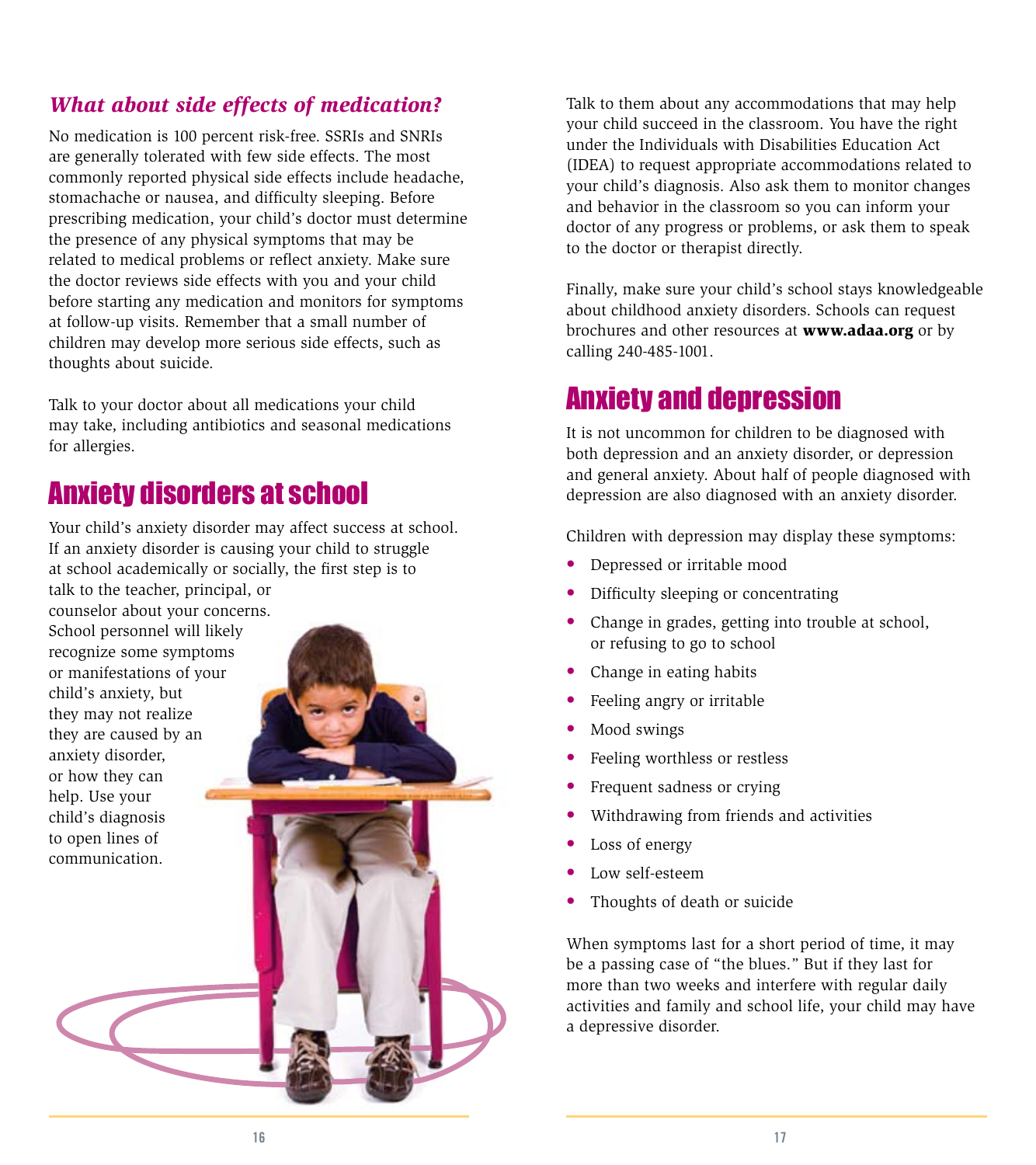### *What about side effects of medication?*

No medication is 100 percent risk-free. SSRIs and SNRIs are generally tolerated with few side effects. The most commonly reported physical side effects include headache, stomachache or nausea, and difficulty sleeping. Before prescribing medication, your child's doctor must determine the presence of any physical symptoms that may be related to medical problems or reflect anxiety. Make sure the doctor reviews side effects with you and your child before starting any medication and monitors for symptoms at follow-up visits. Remember that a small number of children may develop more serious side effects, such as thoughts about suicide.

Talk to your doctor about all medications your child may take, including antibiotics and seasonal medications for allergies.

## Anxiety disorders at school

Your child's anxiety disorder may affect success at school. If an anxiety disorder is causing your child to struggle at school academically or socially, the first step is to talk to the teacher, principal, or counselor about your concerns. School personnel will likely recognize some symptoms or manifestations of your child's anxiety, but they may not realize they are caused by an anxiety disorder, or how they can help. Use your child's diagnosis to open lines of communication.

Talk to them about any accommodations that may help your child succeed in the classroom. You have the right under the Individuals with Disabilities Education Act (IDEA) to request appropriate accommodations related to your child's diagnosis. Also ask them to monitor changes and behavior in the classroom so you can inform your doctor of any progress or problems, or ask them to speak to the doctor or therapist directly.

Finally, make sure your child's school stays knowledgeable about childhood anxiety disorders. Schools can request brochures and other resources at **www.adaa.org** or by calling 240-485-1001.

## Anxiety and depression

It is not uncommon for children to be diagnosed with both depression and an anxiety disorder, or depression and general anxiety. About half of people diagnosed with depression are also diagnosed with an anxiety disorder.

Children with depression may display these symptoms:

- Depressed or irritable mood
- Difficulty sleeping or concentrating
- Change in grades, getting into trouble at school, or refusing to go to school
- Change in eating habits
- Feeling angry or irritable
- Mood swings
- Feeling worthless or restless
- Frequent sadness or crying
- Withdrawing from friends and activities
- Loss of energy
- Low self-esteem
- Thoughts of death or suicide

When symptoms last for a short period of time, it may be a passing case of "the blues." But if they last for more than two weeks and interfere with regular daily activities and family and school life, your child may have a depressive disorder.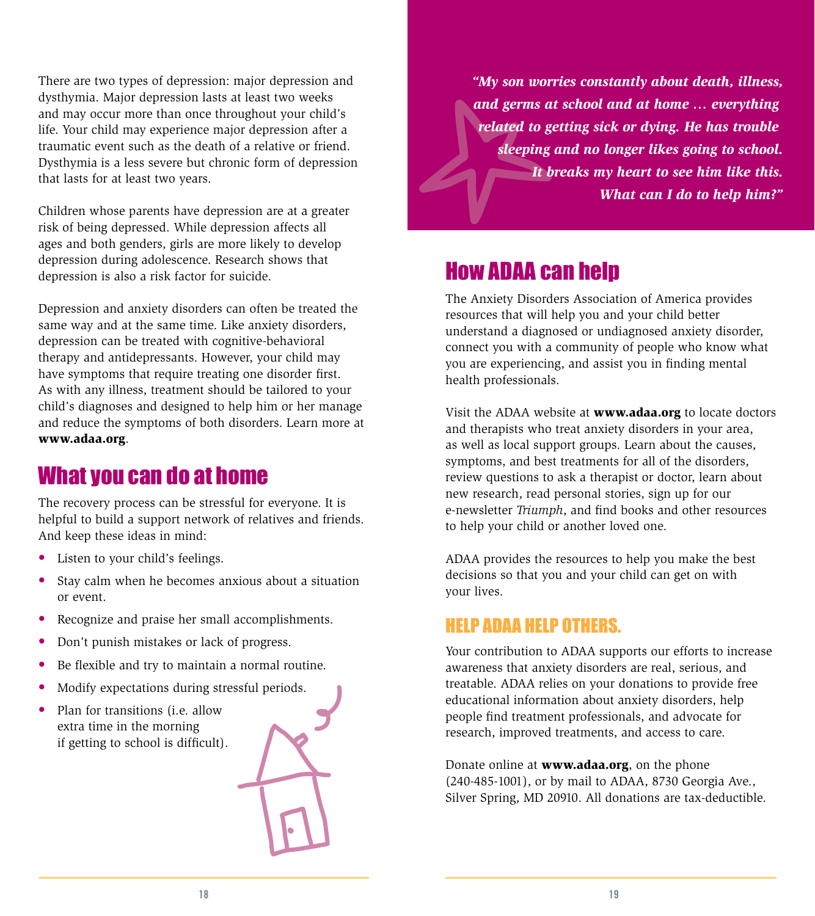There are two types of depression: major depression and dysthymia. Major depression lasts at least two weeks and may occur more than once throughout your child's life. Your child may experience major depression after a traumatic event such as the death of a relative or friend. Dysthymia is a less severe but chronic form of depression that lasts for at least two years.

Children whose parents have depression are at a greater risk of being depressed. While depression affects all ages and both genders, girls are more likely to develop depression during adolescence. Research shows that depression is also a risk factor for suicide.

Depression and anxiety disorders can often be treated the same way and at the same time. Like anxiety disorders, depression can be treated with cognitive-behavioral therapy and antidepressants. However, your child may have symptoms that require treating one disorder first. As with any illness, treatment should be tailored to your child's diagnoses and designed to help him or her manage and reduce the symptoms of both disorders. Learn more at **www.adaa.org**.

## What you can do at home

The recovery process can be stressful for everyone. It is helpful to build a support network of relatives and friends. And keep these ideas in mind:

- Listen to your child's feelings.
- Stay calm when he becomes anxious about a situation or event.
- Recognize and praise her small accomplishments.
- Don't punish mistakes or lack of progress.
- Be flexible and try to maintain a normal routine.
- Modify expectations during stressful periods.
- Plan for transitions (i.e. allow extra time in the morning if getting to school is difficult).

> ***"My son worries constantly about death, illness, and germs at school and at home … everything related to getting sick or dying. He has trouble sleeping and no longer likes going to school. It breaks my heart to see him like this. What can I do to help him?"***

## How ADAA can help

The Anxiety Disorders Association of America provides resources that will help you and your child better understand a diagnosed or undiagnosed anxiety disorder, connect you with a community of people who know what you are experiencing, and assist you in finding mental health professionals.

Visit the ADAA website at **www.adaa.org** to locate doctors and therapists who treat anxiety disorders in your area, as well as local support groups. Learn about the causes, symptoms, and best treatments for all of the disorders, review questions to ask a therapist or doctor, learn about new research, read personal stories, sign up for our e-newsletter *Triumph*, and find books and other resources to help your child or another loved one.

ADAA provides the resources to help you make the best decisions so that you and your child can get on with your lives.

### HELP ADAA HELP OTHERS.

Your contribution to ADAA supports our efforts to increase awareness that anxiety disorders are real, serious, and treatable. ADAA relies on your donations to provide free educational information about anxiety disorders, help people find treatment professionals, and advocate for research, improved treatments, and access to care.

Donate online at **www.adaa.org**, on the phone (240-485-1001), or by mail to ADAA, 8730 Georgia Ave., Silver Spring, MD 20910. All donations are tax-deductible.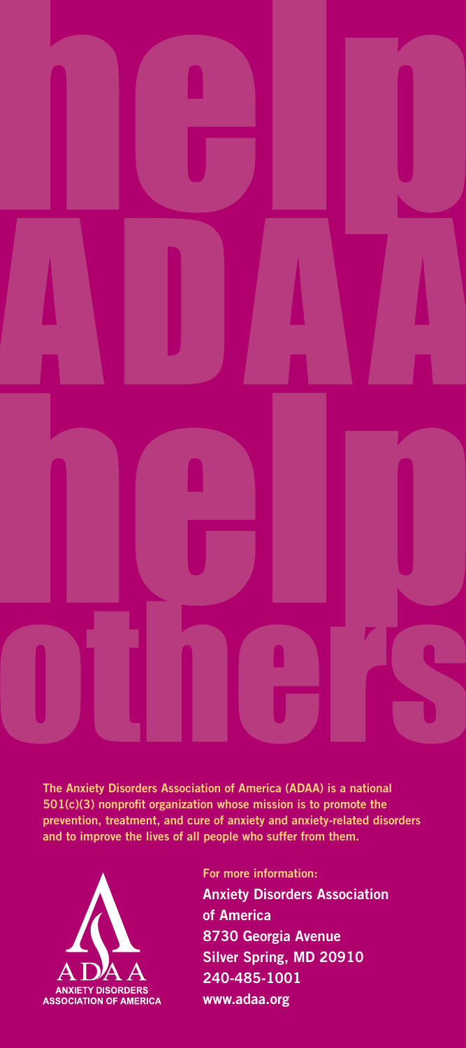# help ADAA help others

**The Anxiety Disorders Association of America (ADAA) is a national 501(c)(3) nonprofit organization whose mission is to promote the prevention, treatment, and cure of anxiety and anxiety-related disorders and to improve the lives of all people who suffer from them.**

ADAA
ANXIETY DISORDERS ASSOCIATION OF AMERICA

For more information:

**Anxiety Disorders Association of America**
**8730 Georgia Avenue**
**Silver Spring, MD 20910**
**240-485-1001**
**www.adaa.org**